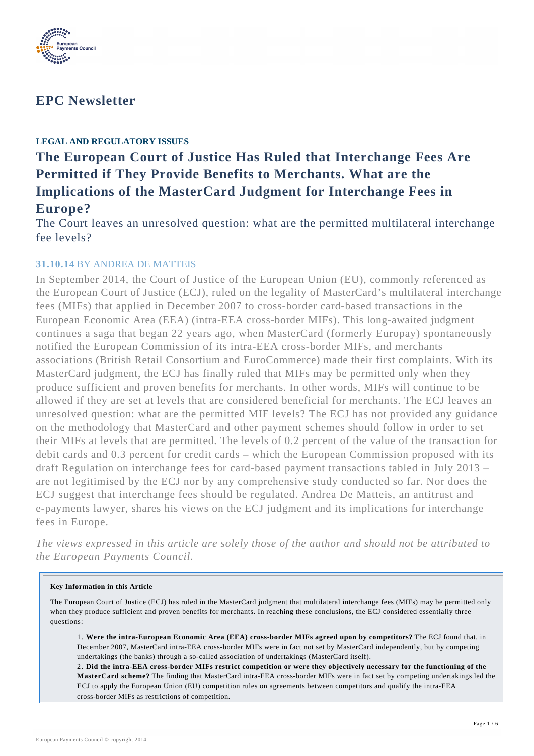# EPC Newsletter

### LEGAL AND REGULATORY ISSUES

## The European Court of Justice Has Ruled that Interchange Fees Are Permitted if They Provide Benefits to Merchants. What are the Implications of the MasterCard Judgment for Interchange Fees in Europe?

The Court leaves an unresolved question: what are the permitted multilateral interchange fee levels?

**31.10.14** BY ANDREA DE MATTEIS

In September 2014, the Court of Justice of the European Union (EU), commonly referenced as the European Court of Justice (ECJ), ruled on the legality of MasterCard's multilateral interchange fees (MIFs) that applied in December 2007 to cross-border card-based transactions in the European Economic Area (EEA) (intra-EEA cross-border MIFs). This long-awaited judgment continues a saga that began 22 years ago, when MasterCard (formerly Europay) spontaneously notified the European Commission of its intra-EEA cross-border MIFs, and merchants associations (British Retail Consortium and EuroCommerce) made their first complaints. With its MasterCard judgment, the ECJ has finally ruled that MIFs may be permitted only when they produce sufficient and proven benefits for merchants. In other words, MIFs will continue to be allowed if they are set at levels that are considered beneficial for merchants. The ECJ leaves an unresolved question: what are the permitted MIF levels? The ECJ has not provided any guidance on the methodology that MasterCard and other payment schemes should follow in order to set their MIFs at levels that are permitted. The levels of 0.2 percent of the value of the transaction for debit cards and 0.3 percent for credit cards – which the European Commission proposed with its draft Regulation on interchange fees for card-based payment transactions tabled in July 2013 – are not legitimised by the ECJ nor by any comprehensive study conducted so far. Nor does the ECJ suggest that interchange fees should be regulated. Andrea De Matteis, an antitrust and e-payments lawyer, shares his views on the ECJ judgment and its implications for interchange fees in Europe.

*The views expressed in this article are solely those of the author and should not be attributed to the European Payments Council.*

**Key Information in this Article**

The European Court of Justice (ECJ) has ruled in the MasterCard judgment that multilateral interchange fees (MIFs) may be permitted only when they produce sufficient and proven benefits for merchants. In reaching these conclusions, the ECJ considered essentially three questions:

1. **Were the intra-European Economic Area (EEA) cross-border MIFs agreed upon by competitors?** The ECJ found that, in December 2007, MasterCard intra-EEA cross-border MIFs were in fact not set by MasterCard independently, but by competing undertakings (the banks) through a so-called association of undertakings (MasterCard itself).
2. **Did the intra-EEA cross-border MIFs restrict competition or were they objectively necessary for the functioning of the MasterCard scheme?** The finding that MasterCard intra-EEA cross-border MIFs were in fact set by competing undertakings led the ECJ to apply the European Union (EU) competition rules on agreements between competitors and qualify the intra-EEA cross-border MIFs as restrictions of competition.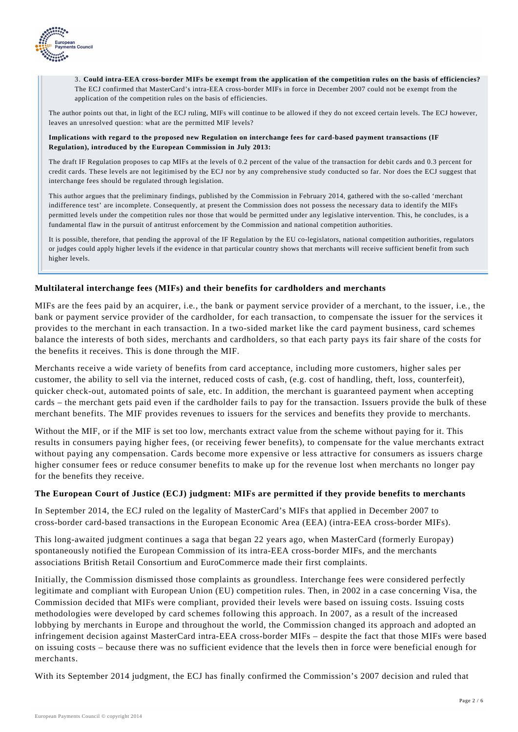3. **Could intra-EEA cross-border MIFs be exempt from the application of the competition rules on the basis of efficiencies?** The ECJ confirmed that MasterCard's intra-EEA cross-border MIFs in force in December 2007 could not be exempt from the application of the competition rules on the basis of efficiencies.

The author points out that, in light of the ECJ ruling, MIFs will continue to be allowed if they do not exceed certain levels. The ECJ however, leaves an unresolved question: what are the permitted MIF levels?

**Implications with regard to the proposed new Regulation on interchange fees for card-based payment transactions (IF Regulation), introduced by the European Commission in July 2013:**

The draft IF Regulation proposes to cap MIFs at the levels of 0.2 percent of the value of the transaction for debit cards and 0.3 percent for credit cards. These levels are not legitimised by the ECJ nor by any comprehensive study conducted so far. Nor does the ECJ suggest that interchange fees should be regulated through legislation.

This author argues that the preliminary findings, published by the Commission in February 2014, gathered with the so-called 'merchant indifference test' are incomplete. Consequently, at present the Commission does not possess the necessary data to identify the MIFs permitted levels under the competition rules nor those that would be permitted under any legislative intervention. This, he concludes, is a fundamental flaw in the pursuit of antitrust enforcement by the Commission and national competition authorities.

It is possible, therefore, that pending the approval of the IF Regulation by the EU co-legislators, national competition authorities, regulators or judges could apply higher levels if the evidence in that particular country shows that merchants will receive sufficient benefit from such higher levels.

### Multilateral interchange fees (MIFs) and their benefits for cardholders and merchants

MIFs are the fees paid by an acquirer, i.e., the bank or payment service provider of a merchant, to the issuer, i.e., the bank or payment service provider of the cardholder, for each transaction, to compensate the issuer for the services it provides to the merchant in each transaction. In a two-sided market like the card payment business, card schemes balance the interests of both sides, merchants and cardholders, so that each party pays its fair share of the costs for the benefits it receives. This is done through the MIF.

Merchants receive a wide variety of benefits from card acceptance, including more customers, higher sales per customer, the ability to sell via the internet, reduced costs of cash, (e.g. cost of handling, theft, loss, counterfeit), quicker check-out, automated points of sale, etc. In addition, the merchant is guaranteed payment when accepting cards – the merchant gets paid even if the cardholder fails to pay for the transaction. Issuers provide the bulk of these merchant benefits. The MIF provides revenues to issuers for the services and benefits they provide to merchants.

Without the MIF, or if the MIF is set too low, merchants extract value from the scheme without paying for it. This results in consumers paying higher fees, (or receiving fewer benefits), to compensate for the value merchants extract without paying any compensation. Cards become more expensive or less attractive for consumers as issuers charge higher consumer fees or reduce consumer benefits to make up for the revenue lost when merchants no longer pay for the benefits they receive.

### The European Court of Justice (ECJ) judgment: MIFs are permitted if they provide benefits to merchants

In September 2014, the ECJ ruled on the legality of MasterCard's MIFs that applied in December 2007 to cross-border card-based transactions in the European Economic Area (EEA) (intra-EEA cross-border MIFs).

This long-awaited judgment continues a saga that began 22 years ago, when MasterCard (formerly Europay) spontaneously notified the European Commission of its intra-EEA cross-border MIFs, and the merchants associations British Retail Consortium and EuroCommerce made their first complaints.

Initially, the Commission dismissed those complaints as groundless. Interchange fees were considered perfectly legitimate and compliant with European Union (EU) competition rules. Then, in 2002 in a case concerning Visa, the Commission decided that MIFs were compliant, provided their levels were based on issuing costs. Issuing costs methodologies were developed by card schemes following this approach. In 2007, as a result of the increased lobbying by merchants in Europe and throughout the world, the Commission changed its approach and adopted an infringement decision against MasterCard intra-EEA cross-border MIFs – despite the fact that those MIFs were based on issuing costs – because there was no sufficient evidence that the levels then in force were beneficial enough for merchants.

With its September 2014 judgment, the ECJ has finally confirmed the Commission's 2007 decision and ruled that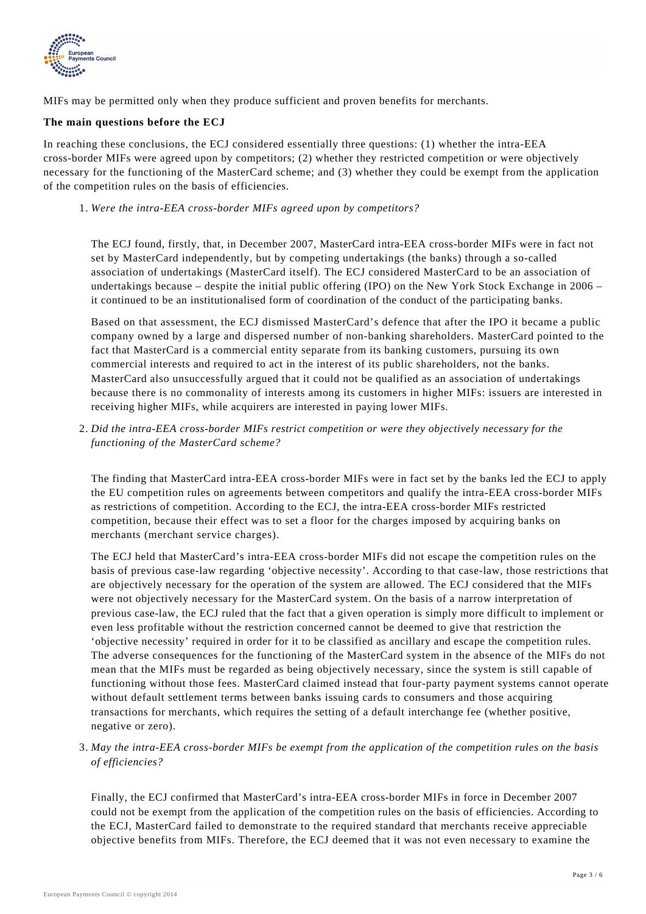MIFs may be permitted only when they produce sufficient and proven benefits for merchants.

**The main questions before the ECJ**

In reaching these conclusions, the ECJ considered essentially three questions: (1) whether the intra-EEA cross-border MIFs were agreed upon by competitors; (2) whether they restricted competition or were objectively necessary for the functioning of the MasterCard scheme; and (3) whether they could be exempt from the application of the competition rules on the basis of efficiencies.

1. *Were the intra-EEA cross-border MIFs agreed upon by competitors?*

   The ECJ found, firstly, that, in December 2007, MasterCard intra-EEA cross-border MIFs were in fact not set by MasterCard independently, but by competing undertakings (the banks) through a so-called association of undertakings (MasterCard itself). The ECJ considered MasterCard to be an association of undertakings because – despite the initial public offering (IPO) on the New York Stock Exchange in 2006 – it continued to be an institutionalised form of coordination of the conduct of the participating banks.

   Based on that assessment, the ECJ dismissed MasterCard's defence that after the IPO it became a public company owned by a large and dispersed number of non-banking shareholders. MasterCard pointed to the fact that MasterCard is a commercial entity separate from its banking customers, pursuing its own commercial interests and required to act in the interest of its public shareholders, not the banks. MasterCard also unsuccessfully argued that it could not be qualified as an association of undertakings because there is no commonality of interests among its customers in higher MIFs: issuers are interested in receiving higher MIFs, while acquirers are interested in paying lower MIFs.

2. *Did the intra-EEA cross-border MIFs restrict competition or were they objectively necessary for the functioning of the MasterCard scheme?*

   The finding that MasterCard intra-EEA cross-border MIFs were in fact set by the banks led the ECJ to apply the EU competition rules on agreements between competitors and qualify the intra-EEA cross-border MIFs as restrictions of competition. According to the ECJ, the intra-EEA cross-border MIFs restricted competition, because their effect was to set a floor for the charges imposed by acquiring banks on merchants (merchant service charges).

   The ECJ held that MasterCard's intra-EEA cross-border MIFs did not escape the competition rules on the basis of previous case-law regarding 'objective necessity'. According to that case-law, those restrictions that are objectively necessary for the operation of the system are allowed. The ECJ considered that the MIFs were not objectively necessary for the MasterCard system. On the basis of a narrow interpretation of previous case-law, the ECJ ruled that the fact that a given operation is simply more difficult to implement or even less profitable without the restriction concerned cannot be deemed to give that restriction the 'objective necessity' required in order for it to be classified as ancillary and escape the competition rules. The adverse consequences for the functioning of the MasterCard system in the absence of the MIFs do not mean that the MIFs must be regarded as being objectively necessary, since the system is still capable of functioning without those fees. MasterCard claimed instead that four-party payment systems cannot operate without default settlement terms between banks issuing cards to consumers and those acquiring transactions for merchants, which requires the setting of a default interchange fee (whether positive, negative or zero).

3. *May the intra-EEA cross-border MIFs be exempt from the application of the competition rules on the basis of efficiencies?*

   Finally, the ECJ confirmed that MasterCard's intra-EEA cross-border MIFs in force in December 2007 could not be exempt from the application of the competition rules on the basis of efficiencies. According to the ECJ, MasterCard failed to demonstrate to the required standard that merchants receive appreciable objective benefits from MIFs. Therefore, the ECJ deemed that it was not even necessary to examine the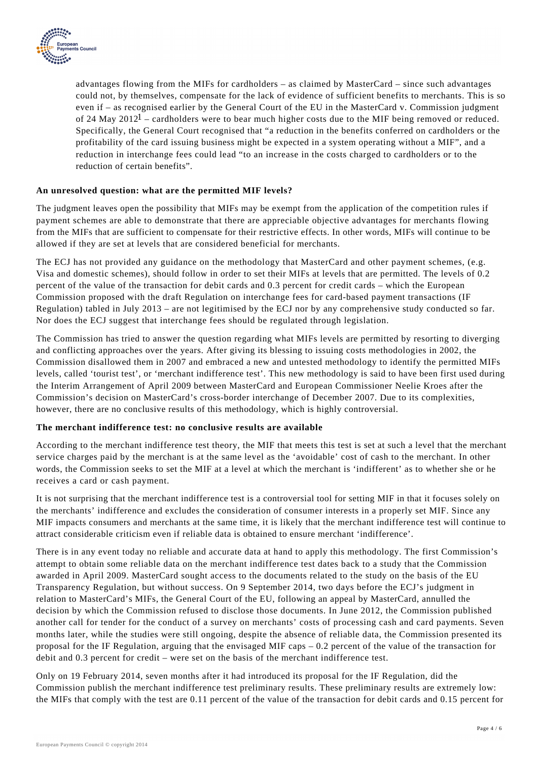advantages flowing from the MIFs for cardholders – as claimed by MasterCard – since such advantages could not, by themselves, compensate for the lack of evidence of sufficient benefits to merchants. This is so even if – as recognised earlier by the General Court of the EU in the MasterCard v. Commission judgment of 24 May 2012[1] – cardholders were to bear much higher costs due to the MIF being removed or reduced. Specifically, the General Court recognised that "a reduction in the benefits conferred on cardholders or the profitability of the card issuing business might be expected in a system operating without a MIF", and a reduction in interchange fees could lead "to an increase in the costs charged to cardholders or to the reduction of certain benefits".

**An unresolved question: what are the permitted MIF levels?**

The judgment leaves open the possibility that MIFs may be exempt from the application of the competition rules if payment schemes are able to demonstrate that there are appreciable objective advantages for merchants flowing from the MIFs that are sufficient to compensate for their restrictive effects. In other words, MIFs will continue to be allowed if they are set at levels that are considered beneficial for merchants.

The ECJ has not provided any guidance on the methodology that MasterCard and other payment schemes, (e.g. Visa and domestic schemes), should follow in order to set their MIFs at levels that are permitted. The levels of 0.2 percent of the value of the transaction for debit cards and 0.3 percent for credit cards – which the European Commission proposed with the draft Regulation on interchange fees for card-based payment transactions (IF Regulation) tabled in July 2013 – are not legitimised by the ECJ nor by any comprehensive study conducted so far. Nor does the ECJ suggest that interchange fees should be regulated through legislation.

The Commission has tried to answer the question regarding what MIFs levels are permitted by resorting to diverging and conflicting approaches over the years. After giving its blessing to issuing costs methodologies in 2002, the Commission disallowed them in 2007 and embraced a new and untested methodology to identify the permitted MIFs levels, called 'tourist test', or 'merchant indifference test'. This new methodology is said to have been first used during the Interim Arrangement of April 2009 between MasterCard and European Commissioner Neelie Kroes after the Commission's decision on MasterCard's cross-border interchange of December 2007. Due to its complexities, however, there are no conclusive results of this methodology, which is highly controversial.

**The merchant indifference test: no conclusive results are available**

According to the merchant indifference test theory, the MIF that meets this test is set at such a level that the merchant service charges paid by the merchant is at the same level as the 'avoidable' cost of cash to the merchant. In other words, the Commission seeks to set the MIF at a level at which the merchant is 'indifferent' as to whether she or he receives a card or cash payment.

It is not surprising that the merchant indifference test is a controversial tool for setting MIF in that it focuses solely on the merchants' indifference and excludes the consideration of consumer interests in a properly set MIF. Since any MIF impacts consumers and merchants at the same time, it is likely that the merchant indifference test will continue to attract considerable criticism even if reliable data is obtained to ensure merchant 'indifference'.

There is in any event today no reliable and accurate data at hand to apply this methodology. The first Commission's attempt to obtain some reliable data on the merchant indifference test dates back to a study that the Commission awarded in April 2009. MasterCard sought access to the documents related to the study on the basis of the EU Transparency Regulation, but without success. On 9 September 2014, two days before the ECJ's judgment in relation to MasterCard's MIFs, the General Court of the EU, following an appeal by MasterCard, annulled the decision by which the Commission refused to disclose those documents. In June 2012, the Commission published another call for tender for the conduct of a survey on merchants' costs of processing cash and card payments. Seven months later, while the studies were still ongoing, despite the absence of reliable data, the Commission presented its proposal for the IF Regulation, arguing that the envisaged MIF caps – 0.2 percent of the value of the transaction for debit and 0.3 percent for credit – were set on the basis of the merchant indifference test.

Only on 19 February 2014, seven months after it had introduced its proposal for the IF Regulation, did the Commission publish the merchant indifference test preliminary results. These preliminary results are extremely low: the MIFs that comply with the test are 0.11 percent of the value of the transaction for debit cards and 0.15 percent for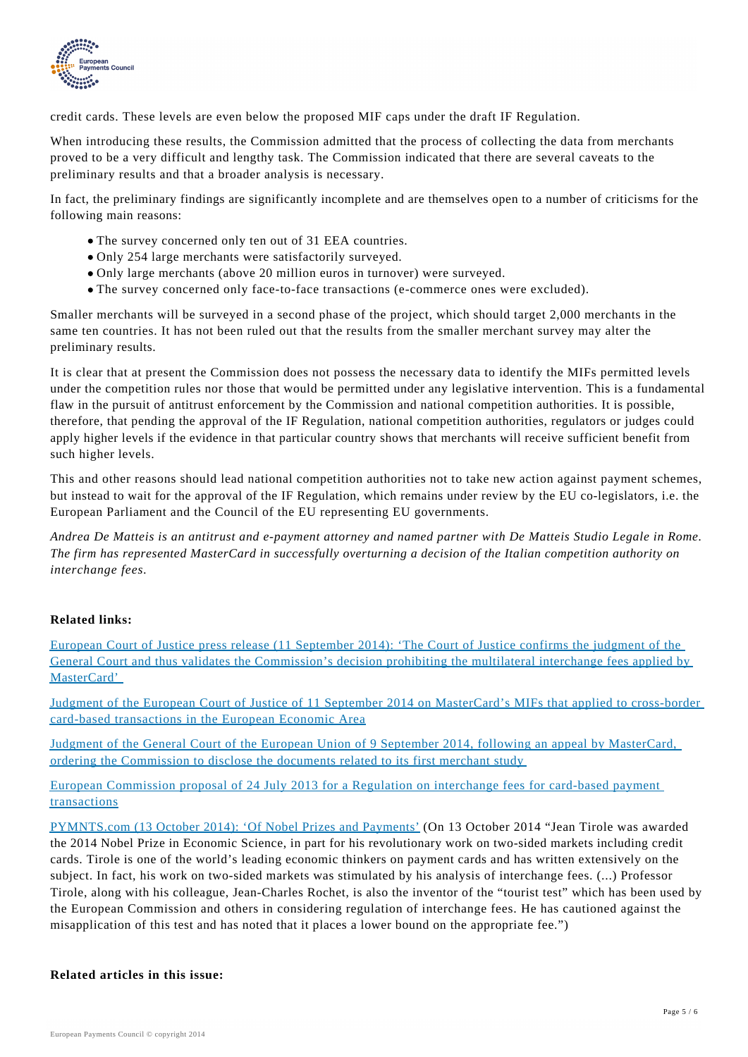credit cards. These levels are even below the proposed MIF caps under the draft IF Regulation.

When introducing these results, the Commission admitted that the process of collecting the data from merchants proved to be a very difficult and lengthy task. The Commission indicated that there are several caveats to the preliminary results and that a broader analysis is necessary.

In fact, the preliminary findings are significantly incomplete and are themselves open to a number of criticisms for the following main reasons:

- The survey concerned only ten out of 31 EEA countries.
- Only 254 large merchants were satisfactorily surveyed.
- Only large merchants (above 20 million euros in turnover) were surveyed.
- The survey concerned only face-to-face transactions (e-commerce ones were excluded).

Smaller merchants will be surveyed in a second phase of the project, which should target 2,000 merchants in the same ten countries. It has not been ruled out that the results from the smaller merchant survey may alter the preliminary results.

It is clear that at present the Commission does not possess the necessary data to identify the MIFs permitted levels under the competition rules nor those that would be permitted under any legislative intervention. This is a fundamental flaw in the pursuit of antitrust enforcement by the Commission and national competition authorities. It is possible, therefore, that pending the approval of the IF Regulation, national competition authorities, regulators or judges could apply higher levels if the evidence in that particular country shows that merchants will receive sufficient benefit from such higher levels.

This and other reasons should lead national competition authorities not to take new action against payment schemes, but instead to wait for the approval of the IF Regulation, which remains under review by the EU co-legislators, i.e. the European Parliament and the Council of the EU representing EU governments.

*Andrea De Matteis is an antitrust and e-payment attorney and named partner with De Matteis Studio Legale in Rome. The firm has represented MasterCard in successfully overturning a decision of the Italian competition authority on interchange fees.*

**Related links:**

European Court of Justice press release (11 September 2014): 'The Court of Justice confirms the judgment of the General Court and thus validates the Commission's decision prohibiting the multilateral interchange fees applied by MasterCard'

Judgment of the European Court of Justice of 11 September 2014 on MasterCard's MIFs that applied to cross-border card-based transactions in the European Economic Area

Judgment of the General Court of the European Union of 9 September 2014, following an appeal by MasterCard, ordering the Commission to disclose the documents related to its first merchant study

European Commission proposal of 24 July 2013 for a Regulation on interchange fees for card-based payment transactions

PYMNTS.com (13 October 2014): 'Of Nobel Prizes and Payments' (On 13 October 2014 "Jean Tirole was awarded the 2014 Nobel Prize in Economic Science, in part for his revolutionary work on two-sided markets including credit cards. Tirole is one of the world's leading economic thinkers on payment cards and has written extensively on the subject. In fact, his work on two-sided markets was stimulated by his analysis of interchange fees. (...) Professor Tirole, along with his colleague, Jean-Charles Rochet, is also the inventor of the "tourist test" which has been used by the European Commission and others in considering regulation of interchange fees. He has cautioned against the misapplication of this test and has noted that it places a lower bound on the appropriate fee.")

**Related articles in this issue:**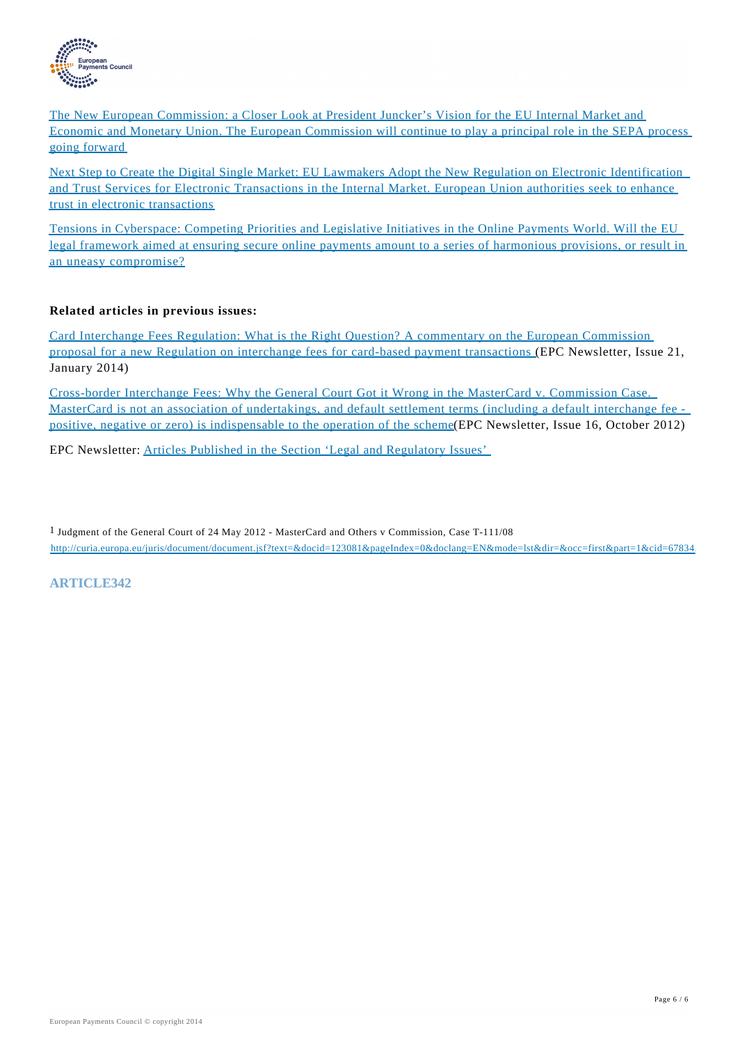The New European Commission: a Closer Look at President Juncker's Vision for the EU Internal Market and Economic and Monetary Union. The European Commission will continue to play a principal role in the SEPA process going forward

Next Step to Create the Digital Single Market: EU Lawmakers Adopt the New Regulation on Electronic Identification and Trust Services for Electronic Transactions in the Internal Market. European Union authorities seek to enhance trust in electronic transactions

Tensions in Cyberspace: Competing Priorities and Legislative Initiatives in the Online Payments World. Will the EU legal framework aimed at ensuring secure online payments amount to a series of harmonious provisions, or result in an uneasy compromise?

**Related articles in previous issues:**

Card Interchange Fees Regulation: What is the Right Question? A commentary on the European Commission proposal for a new Regulation on interchange fees for card-based payment transactions (EPC Newsletter, Issue 21, January 2014)

Cross-border Interchange Fees: Why the General Court Got it Wrong in the MasterCard v. Commission Case. MasterCard is not an association of undertakings, and default settlement terms (including a default interchange fee - positive, negative or zero) is indispensable to the operation of the scheme(EPC Newsletter, Issue 16, October 2012)

EPC Newsletter: Articles Published in the Section 'Legal and Regulatory Issues'

1 Judgment of the General Court of 24 May 2012 - MasterCard and Others v Commission, Case T-111/08
http://curia.europa.eu/juris/document/document.jsf?text=&docid=123081&pageIndex=0&doclang=EN&mode=lst&dir=&occ=first&part=1&cid=67834

ARTICLE342